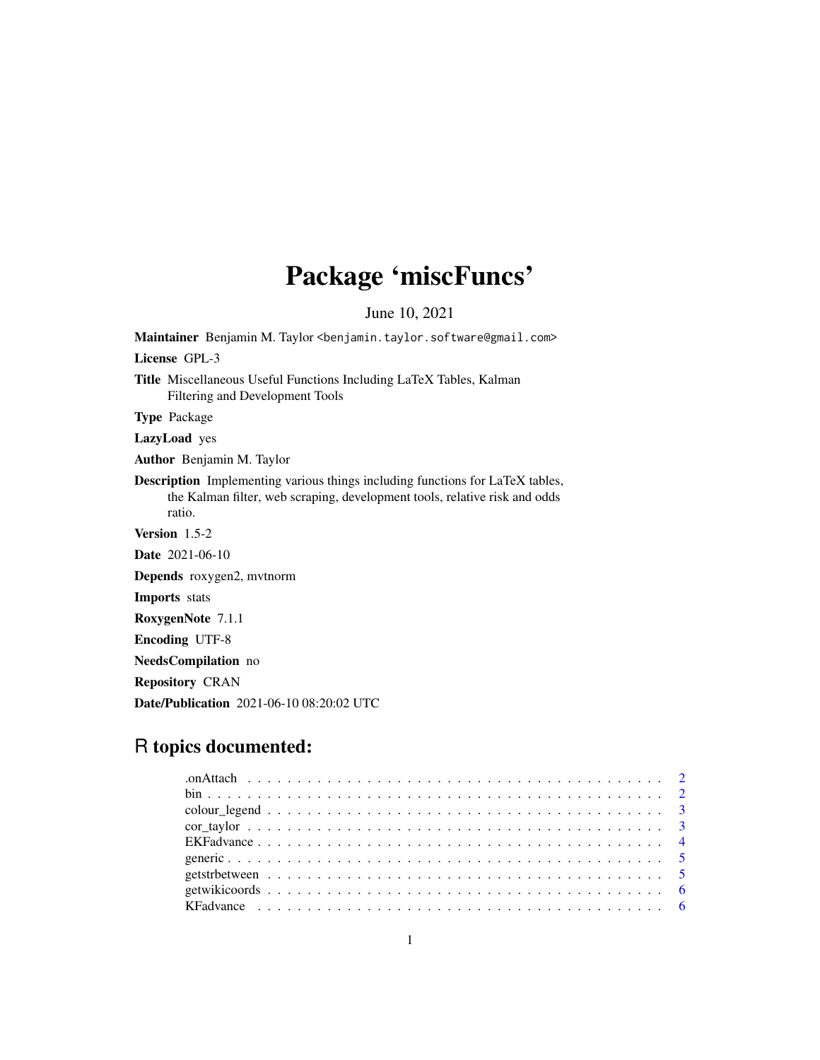# Package 'miscFuncs'

June 10, 2021

**Maintainer** Benjamin M. Taylor <benjamin.taylor.software@gmail.com>

**License** GPL-3

**Title** Miscellaneous Useful Functions Including LaTeX Tables, Kalman Filtering and Development Tools

**Type** Package

**LazyLoad** yes

**Author** Benjamin M. Taylor

**Description** Implementing various things including functions for LaTeX tables, the Kalman filter, web scraping, development tools, relative risk and odds ratio.

**Version** 1.5-2

**Date** 2021-06-10

**Depends** roxygen2, mvtnorm

**Imports** stats

**RoxygenNote** 7.1.1

**Encoding** UTF-8

**NeedsCompilation** no

**Repository** CRAN

**Date/Publication** 2021-06-10 08:20:02 UTC

## R topics documented:

| | |
|---|---|
| .onAttach | 2 |
| bin | 2 |
| colour_legend | 3 |
| cor_taylor | 3 |
| EKFadvance | 4 |
| generic | 5 |
| getstrbetween | 5 |
| getwikicoords | 6 |
| KFadvance | 6 |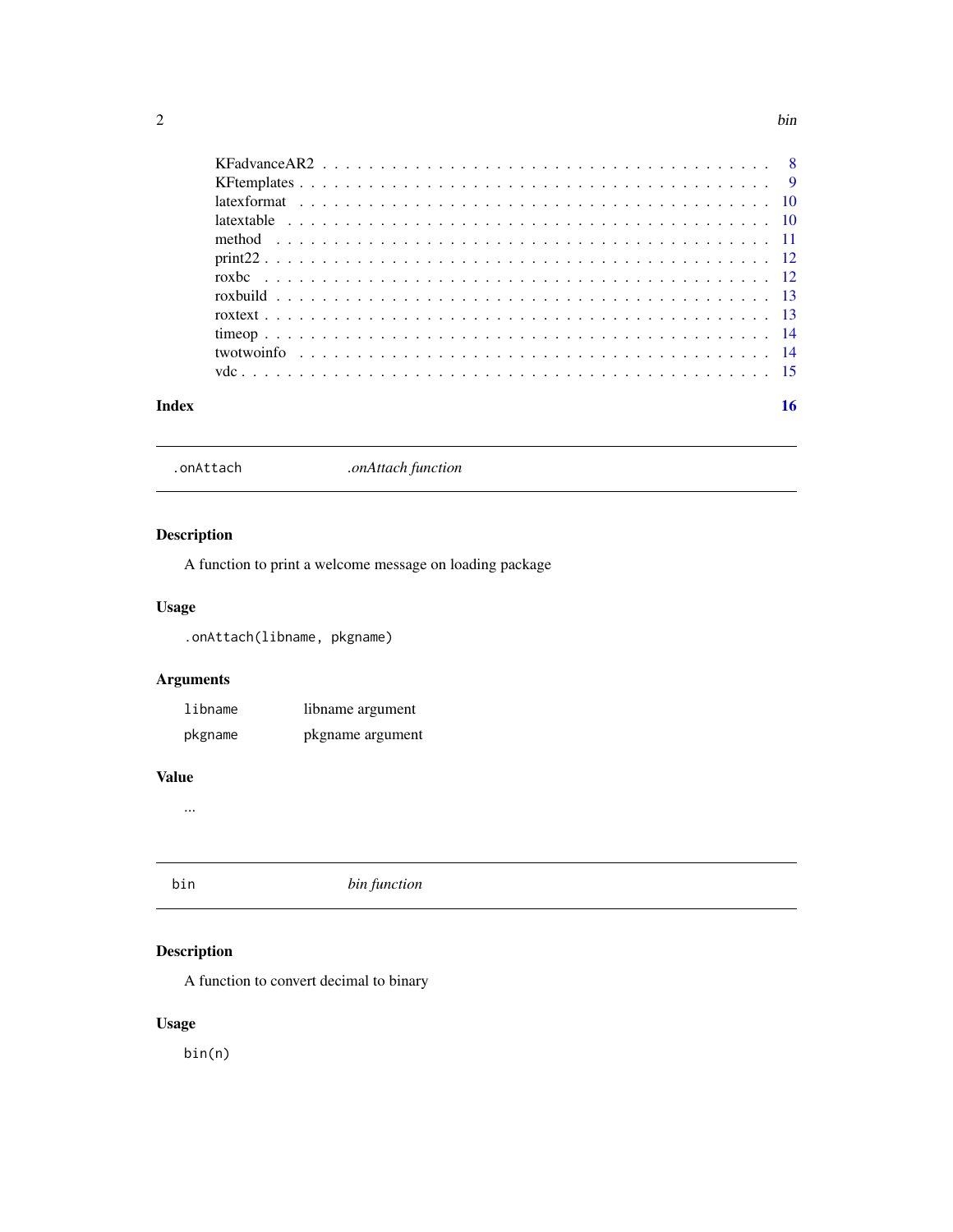| | |
|---|---|
| KFadvanceAR2 | 8 |
| KFtemplates | 9 |
| latexformat | 10 |
| latextable | 10 |
| method | 11 |
| print22 | 12 |
| roxbc | 12 |
| roxbuild | 13 |
| roxtext | 13 |
| timeop | 14 |
| twotwoinfo | 14 |
| vdc | 15 |

**Index** **16**

---

`.onAttach` *.onAttach function*

---

## Description

A function to print a welcome message on loading package

## Usage

```
.onAttach(libname, pkgname)
```

## Arguments

| | |
|---|---|
| `libname` | libname argument |
| `pkgname` | pkgname argument |

## Value

...

---

`bin` *bin function*

---

## Description

A function to convert decimal to binary

## Usage

```
bin(n)
```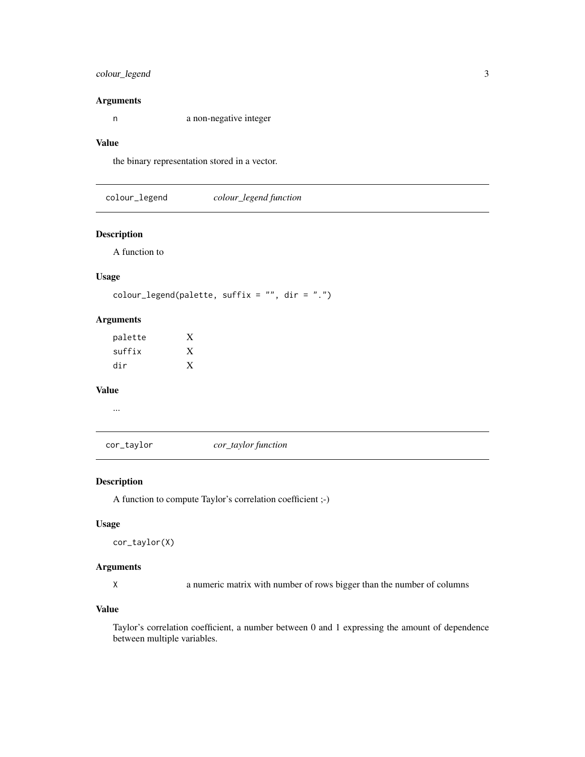### Arguments

| | |
|---|---|
| `n` | a non-negative integer |

### Value

the binary representation stored in a vector.

---

## `colour_legend` *colour_legend function*

---

### Description

A function to

### Usage

```
colour_legend(palette, suffix = "", dir = ".")
```

### Arguments

| | |
|---|---|
| `palette` | X |
| `suffix` | X |
| `dir` | X |

### Value

...

---

## `cor_taylor` *cor_taylor function*

---

### Description

A function to compute Taylor's correlation coefficient ;-)

### Usage

```
cor_taylor(X)
```

### Arguments

| | |
|---|---|
| `X` | a numeric matrix with number of rows bigger than the number of columns |

### Value

Taylor's correlation coefficient, a number between 0 and 1 expressing the amount of dependence between multiple variables.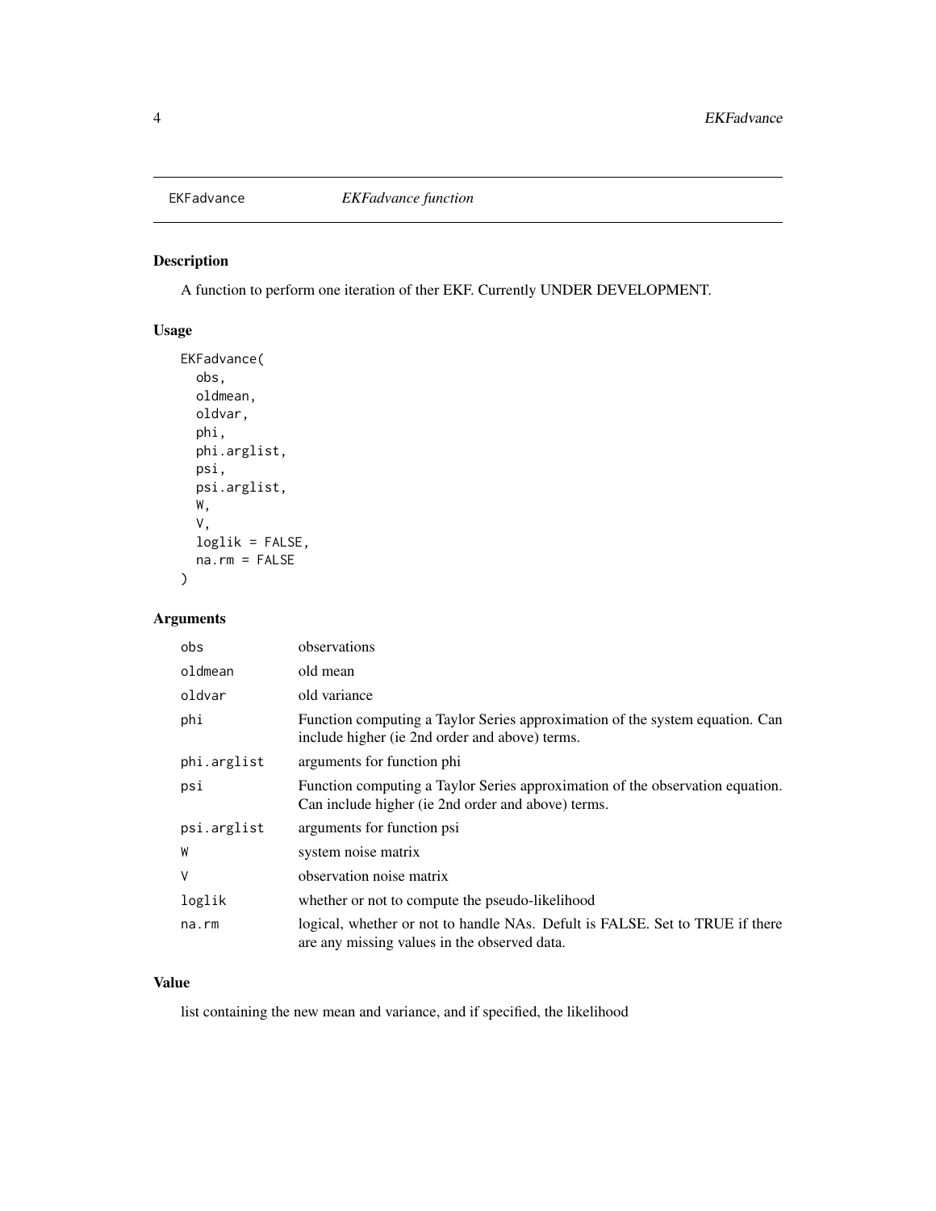# EKFadvance — *EKFadvance function*

## Description

A function to perform one iteration of ther EKF. Currently UNDER DEVELOPMENT.

## Usage

```
EKFadvance(
  obs,
  oldmean,
  oldvar,
  phi,
  phi.arglist,
  psi,
  psi.arglist,
  W,
  V,
  loglik = FALSE,
  na.rm = FALSE
)
```

## Arguments

| | |
|---|---|
| `obs` | observations |
| `oldmean` | old mean |
| `oldvar` | old variance |
| `phi` | Function computing a Taylor Series approximation of the system equation. Can include higher (ie 2nd order and above) terms. |
| `phi.arglist` | arguments for function phi |
| `psi` | Function computing a Taylor Series approximation of the observation equation. Can include higher (ie 2nd order and above) terms. |
| `psi.arglist` | arguments for function psi |
| `W` | system noise matrix |
| `V` | observation noise matrix |
| `loglik` | whether or not to compute the pseudo-likelihood |
| `na.rm` | logical, whether or not to handle NAs. Defult is FALSE. Set to TRUE if there are any missing values in the observed data. |

## Value

list containing the new mean and variance, and if specified, the likelihood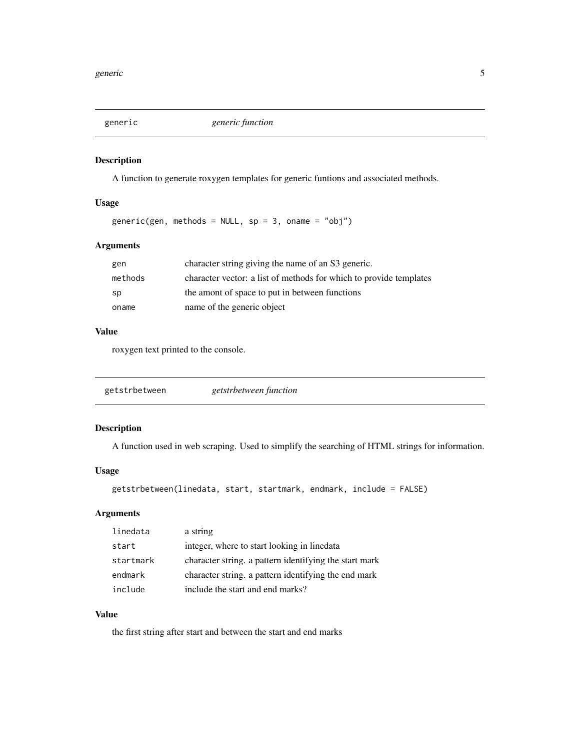## generic — *generic function*

### Description

A function to generate roxygen templates for generic funtions and associated methods.

### Usage

```
generic(gen, methods = NULL, sp = 3, oname = "obj")
```

### Arguments

| | |
|---|---|
| `gen` | character string giving the name of an S3 generic. |
| `methods` | character vector: a list of methods for which to provide templates |
| `sp` | the amont of space to put in between functions |
| `oname` | name of the generic object |

### Value

roxygen text printed to the console.

## getstrbetween — *getstrbetween function*

### Description

A function used in web scraping. Used to simplify the searching of HTML strings for information.

### Usage

```
getstrbetween(linedata, start, startmark, endmark, include = FALSE)
```

### Arguments

| | |
|---|---|
| `linedata` | a string |
| `start` | integer, where to start looking in linedata |
| `startmark` | character string. a pattern identifying the start mark |
| `endmark` | character string. a pattern identifying the end mark |
| `include` | include the start and end marks? |

### Value

the first string after start and between the start and end marks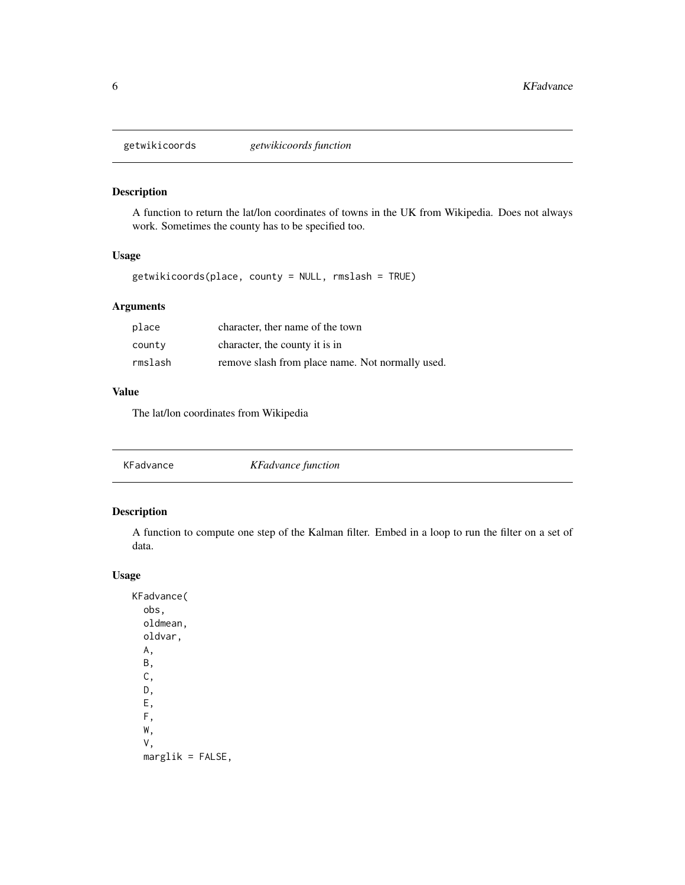## getwikicoords *getwikicoords function*

### Description

A function to return the lat/lon coordinates of towns in the UK from Wikipedia. Does not always work. Sometimes the county has to be specified too.

### Usage

```
getwikicoords(place, county = NULL, rmslash = TRUE)
```

### Arguments

| | |
|---|---|
| place | character, ther name of the town |
| county | character, the county it is in |
| rmslash | remove slash from place name. Not normally used. |

### Value

The lat/lon coordinates from Wikipedia

## KFadvance *KFadvance function*

### Description

A function to compute one step of the Kalman filter. Embed in a loop to run the filter on a set of data.

### Usage

```
KFadvance(
  obs,
  oldmean,
  oldvar,
  A,
  B,
  C,
  D,
  E,
  F,
  W,
  V,
  marglik = FALSE,
```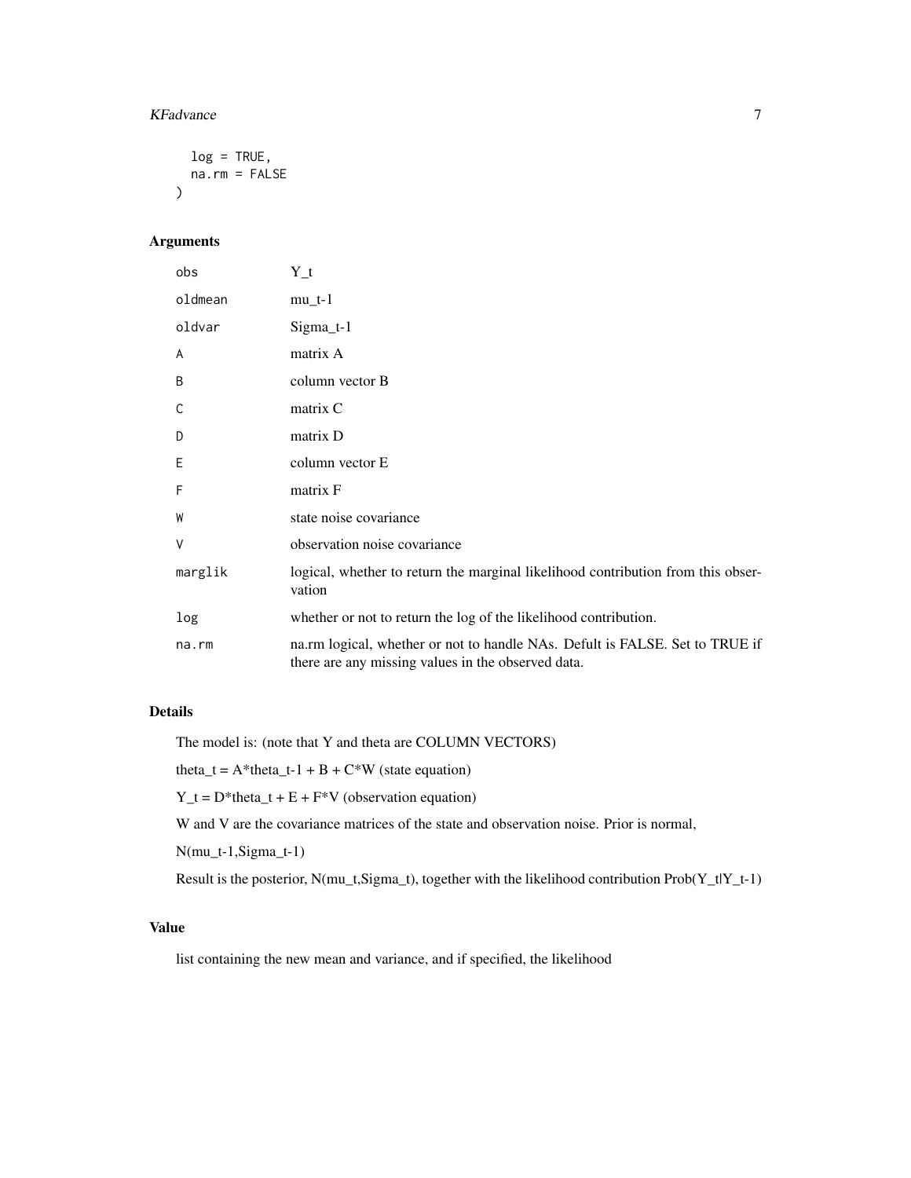```
  log = TRUE,
  na.rm = FALSE
)
```

## Arguments

| | |
|---|---|
| obs | Y_t |
| oldmean | mu_t-1 |
| oldvar | Sigma_t-1 |
| A | matrix A |
| B | column vector B |
| C | matrix C |
| D | matrix D |
| E | column vector E |
| F | matrix F |
| W | state noise covariance |
| V | observation noise covariance |
| marglik | logical, whether to return the marginal likelihood contribution from this observation |
| log | whether or not to return the log of the likelihood contribution. |
| na.rm | na.rm logical, whether or not to handle NAs. Defult is FALSE. Set to TRUE if there are any missing values in the observed data. |

## Details

The model is: (note that Y and theta are COLUMN VECTORS)

theta_t = A*theta_t-1 + B + C*W (state equation)

Y_t = D*theta_t + E + F*V (observation equation)

W and V are the covariance matrices of the state and observation noise. Prior is normal,

N(mu_t-1,Sigma_t-1)

Result is the posterior, N(mu_t,Sigma_t), together with the likelihood contribution Prob(Y_t|Y_t-1)

## Value

list containing the new mean and variance, and if specified, the likelihood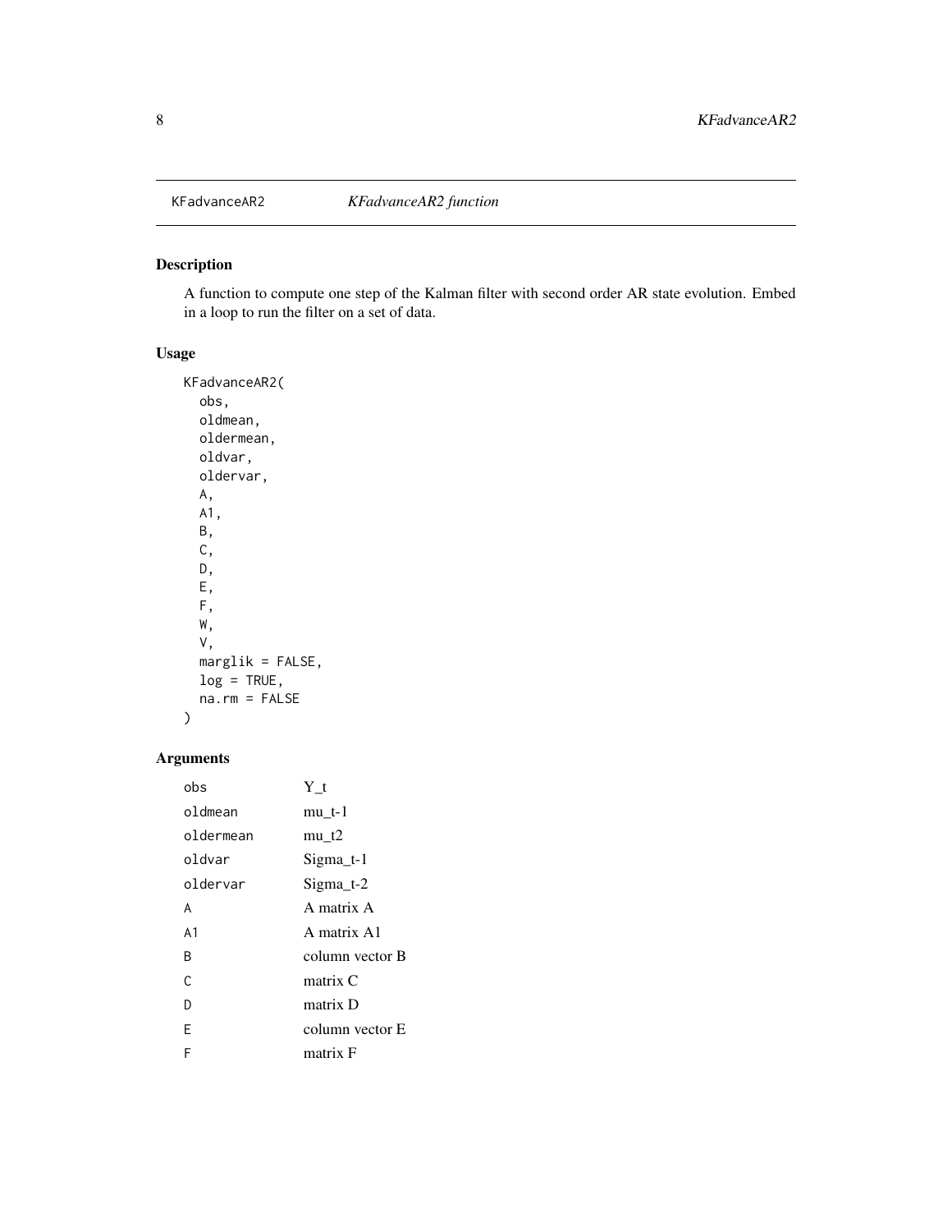KFadvanceAR2 *KFadvanceAR2 function*

## Description

A function to compute one step of the Kalman filter with second order AR state evolution. Embed in a loop to run the filter on a set of data.

## Usage

```
KFadvanceAR2(
  obs,
  oldmean,
  oldermean,
  oldvar,
  oldervar,
  A,
  A1,
  B,
  C,
  D,
  E,
  F,
  W,
  V,
  marglik = FALSE,
  log = TRUE,
  na.rm = FALSE
)
```

## Arguments

| | |
|---|---|
| obs | Y_t |
| oldmean | mu_t-1 |
| oldermean | mu_t2 |
| oldvar | Sigma_t-1 |
| oldervar | Sigma_t-2 |
| A | A matrix A |
| A1 | A matrix A1 |
| B | column vector B |
| C | matrix C |
| D | matrix D |
| E | column vector E |
| F | matrix F |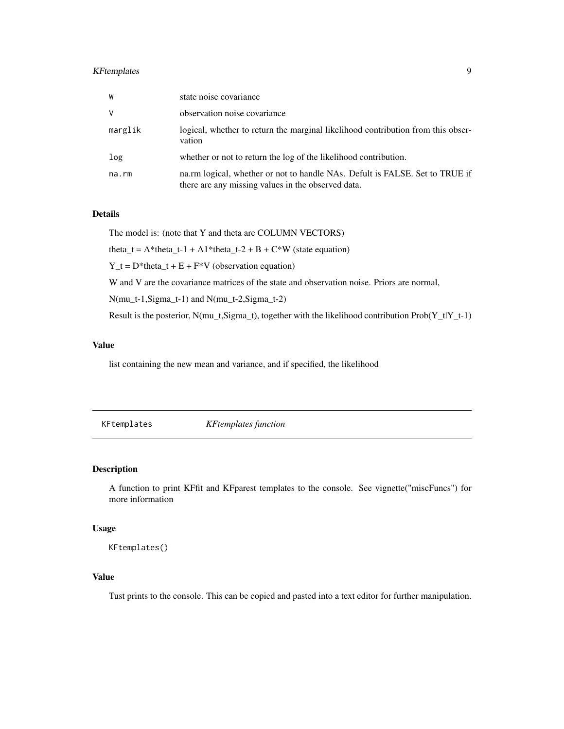| | |
|---|---|
| W | state noise covariance |
| V | observation noise covariance |
| marglik | logical, whether to return the marginal likelihood contribution from this observation |
| log | whether or not to return the log of the likelihood contribution. |
| na.rm | na.rm logical, whether or not to handle NAs. Defult is FALSE. Set to TRUE if there are any missing values in the observed data. |

### Details

The model is: (note that Y and theta are COLUMN VECTORS)

theta_t = A*theta_t-1 + A1*theta_t-2 + B + C*W (state equation)

Y_t = D*theta_t + E + F*V (observation equation)

W and V are the covariance matrices of the state and observation noise. Priors are normal,

N(mu_t-1,Sigma_t-1) and N(mu_t-2,Sigma_t-2)

Result is the posterior, N(mu_t,Sigma_t), together with the likelihood contribution Prob(Y_t|Y_t-1)

### Value

list containing the new mean and variance, and if specified, the likelihood

---

## KFtemplates    *KFtemplates function*

### Description

A function to print KFfit and KFparest templates to the console. See vignette("miscFuncs") for more information

### Usage

```
KFtemplates()
```

### Value

Tust prints to the console. This can be copied and pasted into a text editor for further manipulation.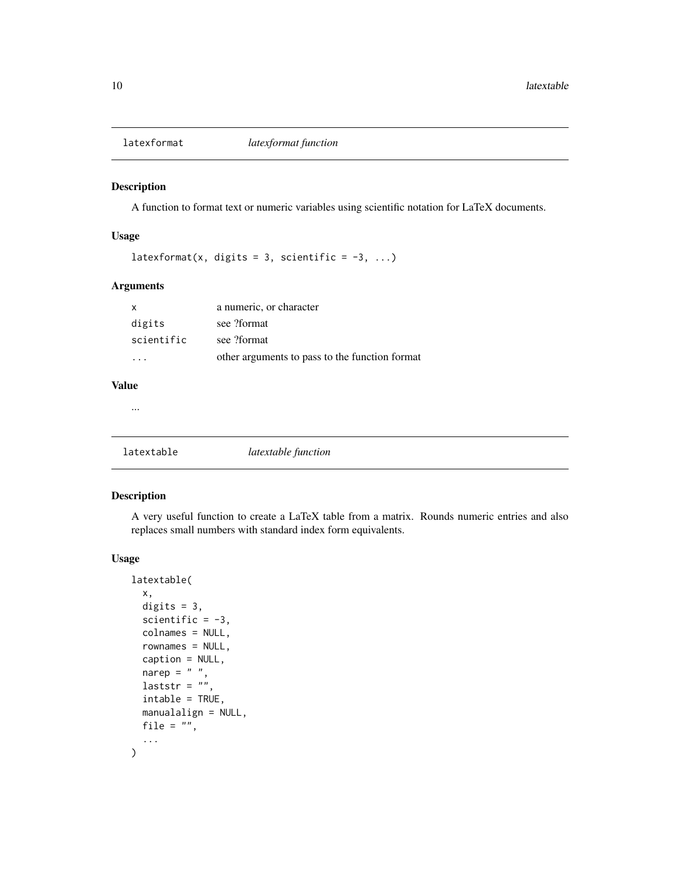## latexformat — *latexformat function*

### Description

A function to format text or numeric variables using scientific notation for LaTeX documents.

### Usage

```
latexformat(x, digits = 3, scientific = -3, ...)
```

### Arguments

| | |
|---|---|
| x | a numeric, or character |
| digits | see ?format |
| scientific | see ?format |
| ... | other arguments to pass to the function format |

### Value

...

## latextable — *latextable function*

### Description

A very useful function to create a LaTeX table from a matrix. Rounds numeric entries and also replaces small numbers with standard index form equivalents.

### Usage

```
latextable(
  x,
  digits = 3,
  scientific = -3,
  colnames = NULL,
  rownames = NULL,
  caption = NULL,
  narep = " ",
  laststr = "",
  intable = TRUE,
  manualalign = NULL,
  file = "",
  ...
)
```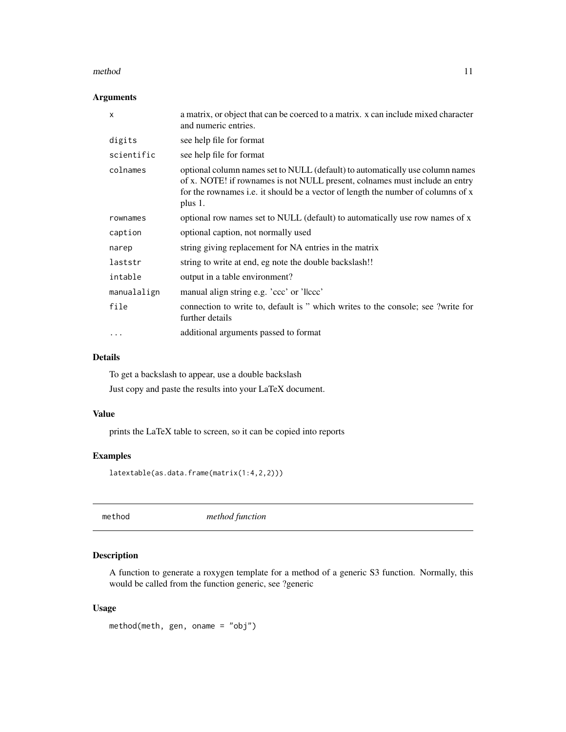### Arguments

| | |
|---|---|
| `x` | a matrix, or object that can be coerced to a matrix. x can include mixed character and numeric entries. |
| `digits` | see help file for format |
| `scientific` | see help file for format |
| `colnames` | optional column names set to NULL (default) to automatically use column names of x. NOTE! if rownames is not NULL present, colnames must include an entry for the rownames i.e. it should be a vector of length the number of columns of x plus 1. |
| `rownames` | optional row names set to NULL (default) to automatically use row names of x |
| `caption` | optional caption, not normally used |
| `narep` | string giving replacement for NA entries in the matrix |
| `laststr` | string to write at end, eg note the double backslash!! |
| `intable` | output in a table environment? |
| `manualalign` | manual align string e.g. 'ccc' or 'llccc' |
| `file` | connection to write to, default is '' which writes to the console; see ?write for further details |
| `...` | additional arguments passed to format |

### Details

To get a backslash to appear, use a double backslash

Just copy and paste the results into your LaTeX document.

### Value

prints the LaTeX table to screen, so it can be copied into reports

### Examples

```
latextable(as.data.frame(matrix(1:4,2,2)))
```

---

## `method` *method function*

---

### Description

A function to generate a roxygen template for a method of a generic S3 function. Normally, this would be called from the function generic, see ?generic

### Usage

```
method(meth, gen, oname = "obj")
```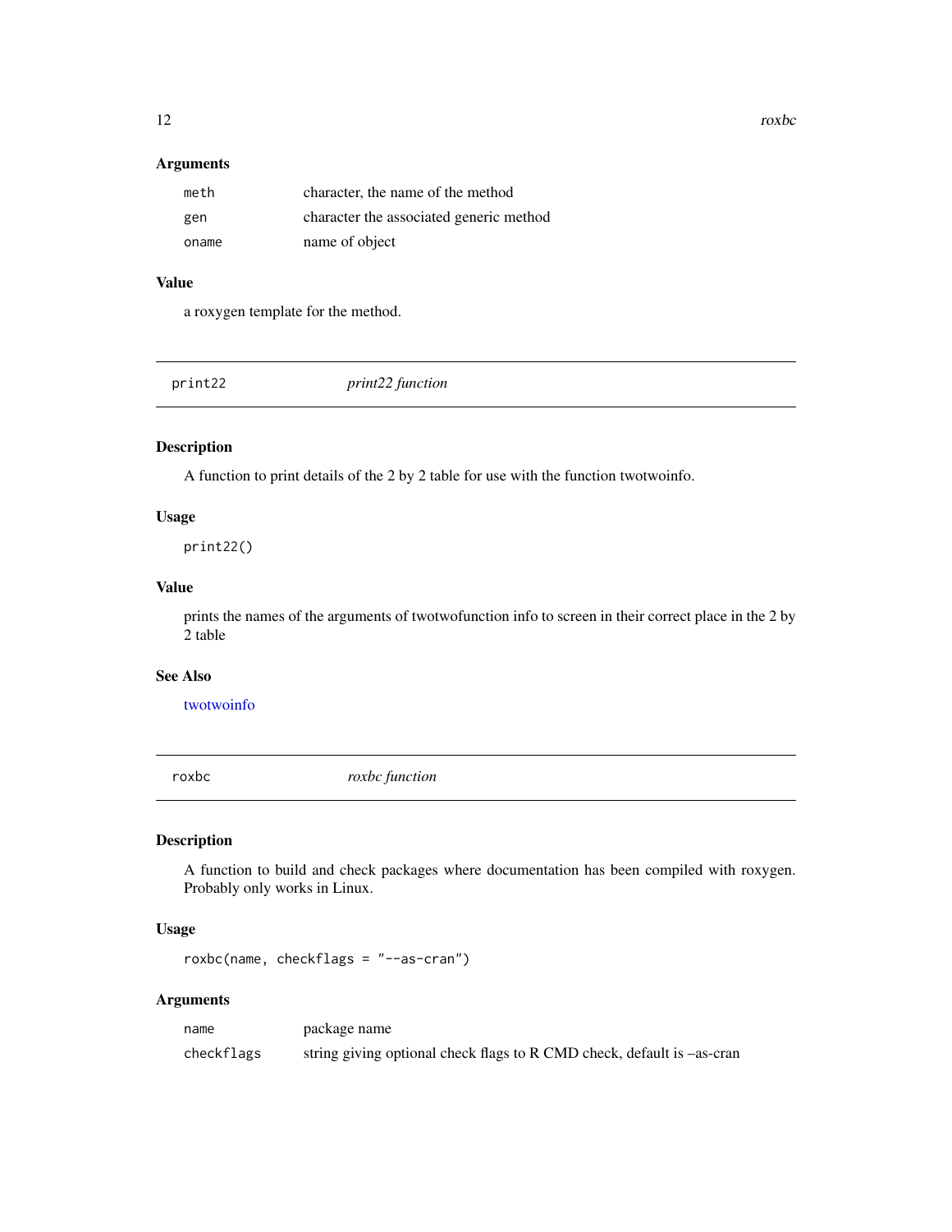### Arguments

| | |
|---|---|
| `meth` | character, the name of the method |
| `gen` | character the associated generic method |
| `oname` | name of object |

### Value

a roxygen template for the method.

---

## `print22` *print22 function*

### Description

A function to print details of the 2 by 2 table for use with the function twotwoinfo.

### Usage

```
print22()
```

### Value

prints the names of the arguments of twotwofunction info to screen in their correct place in the 2 by 2 table

### See Also

twotwoinfo

---

## `roxbc` *roxbc function*

### Description

A function to build and check packages where documentation has been compiled with roxygen. Probably only works in Linux.

### Usage

```
roxbc(name, checkflags = "--as-cran")
```

### Arguments

| | |
|---|---|
| `name` | package name |
| `checkflags` | string giving optional check flags to R CMD check, default is –as-cran |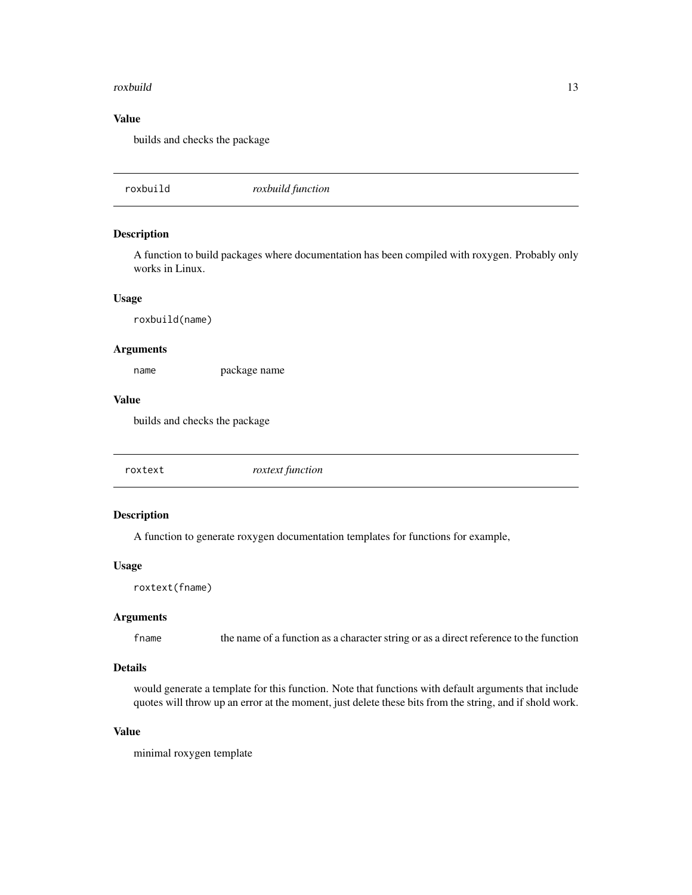### Value

builds and checks the package

---

## roxbuild — *roxbuild function*

---

### Description

A function to build packages where documentation has been compiled with roxygen. Probably only works in Linux.

### Usage

```
roxbuild(name)
```

### Arguments

| | |
|---|---|
| `name` | package name |

### Value

builds and checks the package

---

## roxtext — *roxtext function*

---

### Description

A function to generate roxygen documentation templates for functions for example,

### Usage

```
roxtext(fname)
```

### Arguments

| | |
|---|---|
| `fname` | the name of a function as a character string or as a direct reference to the function |

### Details

would generate a template for this function. Note that functions with default arguments that include quotes will throw up an error at the moment, just delete these bits from the string, and if shold work.

### Value

minimal roxygen template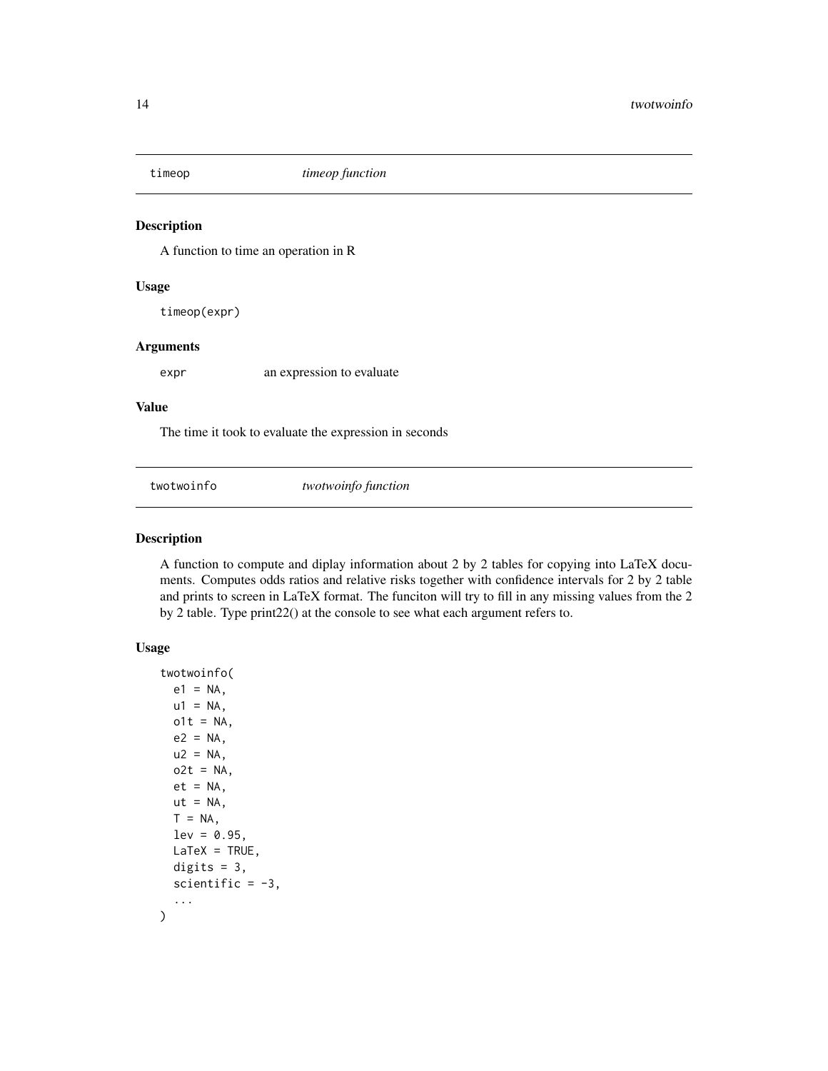## timeop *timeop function*

### Description

A function to time an operation in R

### Usage

```
timeop(expr)
```

### Arguments

| | |
|---|---|
| expr | an expression to evaluate |

### Value

The time it took to evaluate the expression in seconds

## twotwoinfo *twotwoinfo function*

### Description

A function to compute and diplay information about 2 by 2 tables for copying into LaTeX documents. Computes odds ratios and relative risks together with confidence intervals for 2 by 2 table and prints to screen in LaTeX format. The funciton will try to fill in any missing values from the 2 by 2 table. Type print22() at the console to see what each argument refers to.

### Usage

```
twotwoinfo(
  e1 = NA,
  u1 = NA,
  o1t = NA,
  e2 = NA,
  u2 = NA,
  o2t = NA,
  et = NA,
  ut = NA,
  T = NA,
  lev = 0.95,
  LaTeX = TRUE,
  digits = 3,
  scientific = -3,
  ...
)
```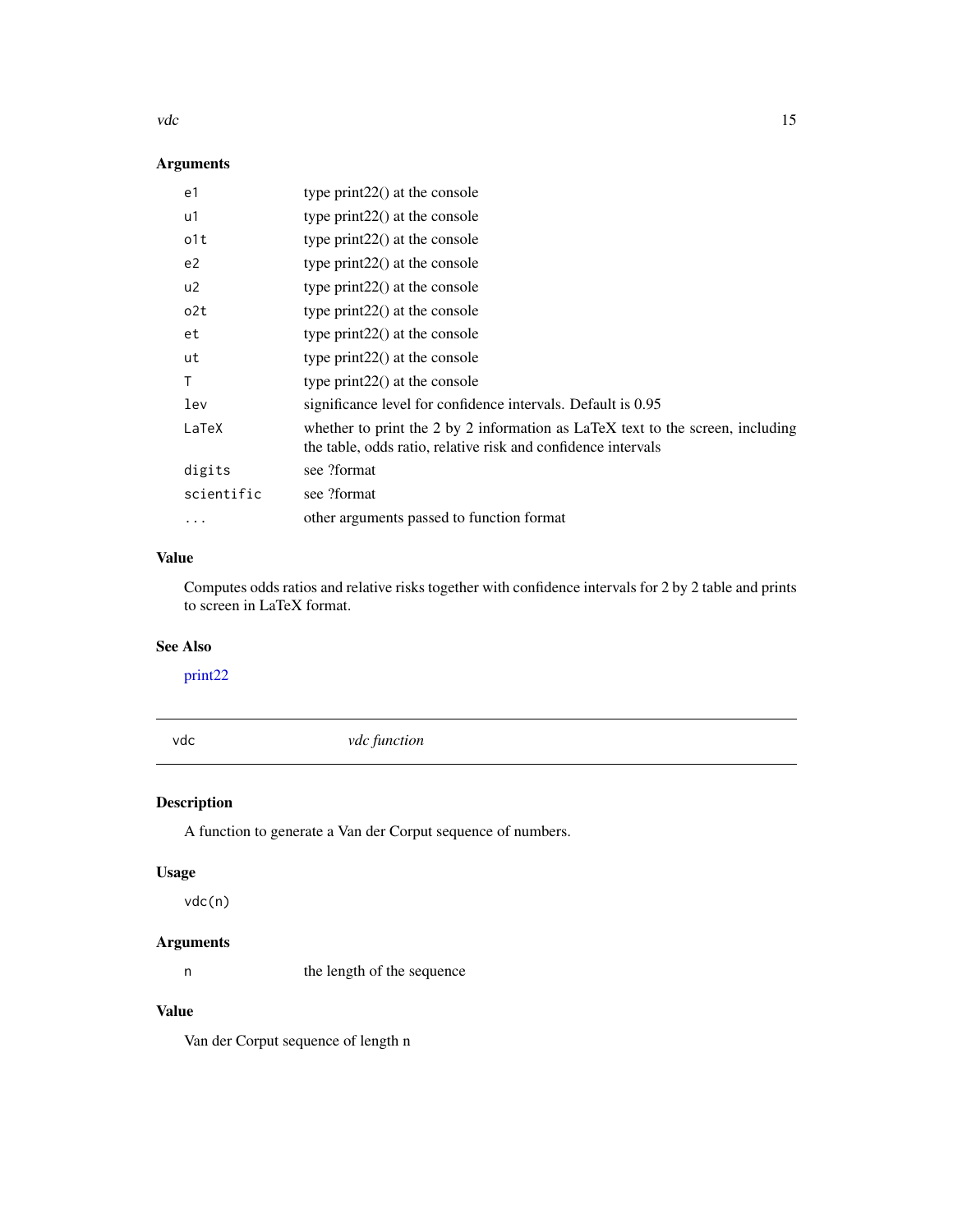## Arguments

| | |
|---|---|
| e1 | type print22() at the console |
| u1 | type print22() at the console |
| o1t | type print22() at the console |
| e2 | type print22() at the console |
| u2 | type print22() at the console |
| o2t | type print22() at the console |
| et | type print22() at the console |
| ut | type print22() at the console |
| T | type print22() at the console |
| lev | significance level for confidence intervals. Default is 0.95 |
| LaTeX | whether to print the 2 by 2 information as LaTeX text to the screen, including the table, odds ratio, relative risk and confidence intervals |
| digits | see ?format |
| scientific | see ?format |
| ... | other arguments passed to function format |

## Value

Computes odds ratios and relative risks together with confidence intervals for 2 by 2 table and prints to screen in LaTeX format.

## See Also

print22

---

# vdc *vdc function*

---

## Description

A function to generate a Van der Corput sequence of numbers.

## Usage

```
vdc(n)
```

## Arguments

| | |
|---|---|
| n | the length of the sequence |

## Value

Van der Corput sequence of length n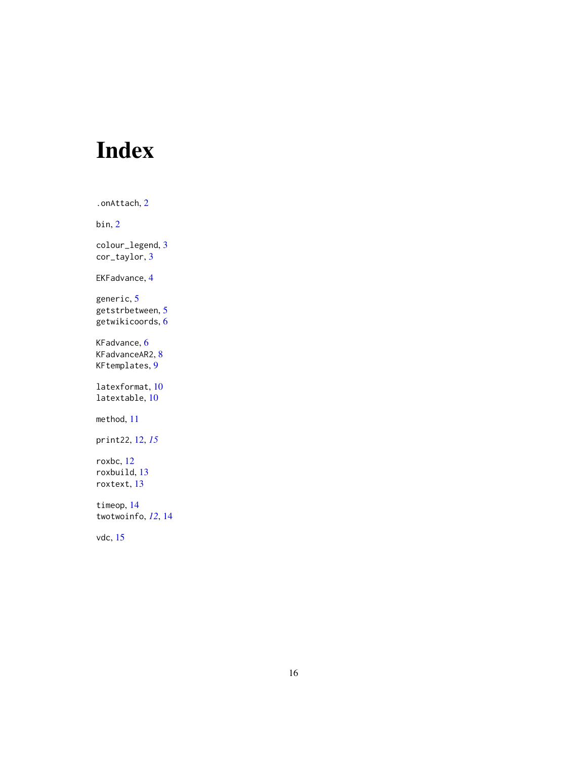# Index

.onAttach, 2

bin, 2

colour_legend, 3
cor_taylor, 3

EKFadvance, 4

generic, 5
getstrbetween, 5
getwikicoords, 6

KFadvance, 6
KFadvanceAR2, 8
KFtemplates, 9

latexformat, 10
latextable, 10

method, 11

print22, 12, *15*

roxbc, 12
roxbuild, 13
roxtext, 13

timeop, 14
twotwoinfo, *12*, 14

vdc, 15